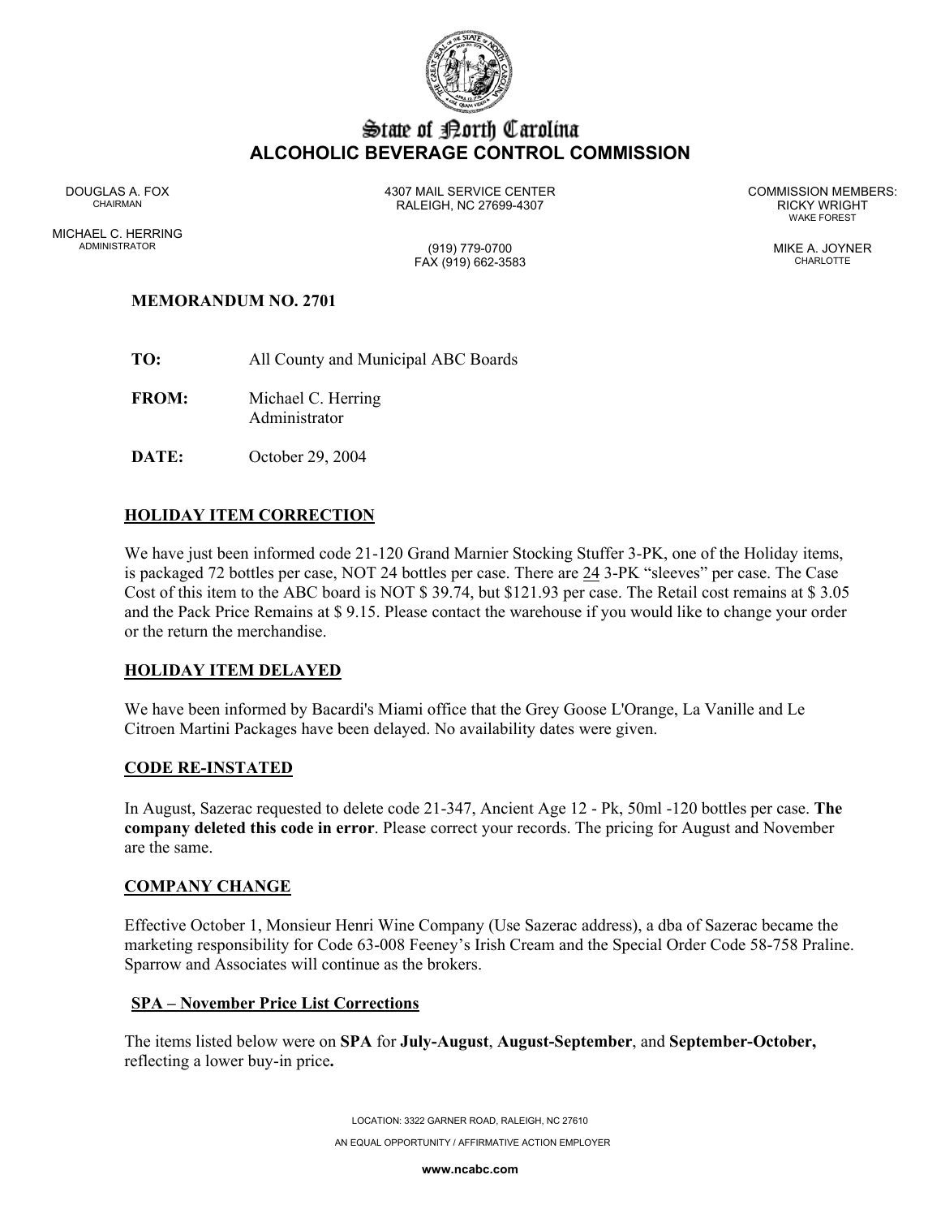# State of North Carolina
## ALCOHOLIC BEVERAGE CONTROL COMMISSION

DOUGLAS A. FOX
CHAIRMAN

MICHAEL C. HERRING
ADMINISTRATOR

4307 MAIL SERVICE CENTER
RALEIGH, NC 27699-4307

(919) 779-0700
FAX (919) 662-3583

COMMISSION MEMBERS:
RICKY WRIGHT
WAKE FOREST

MIKE A. JOYNER
CHARLOTTE

**MEMORANDUM NO. 2701**

**TO:** All County and Municipal ABC Boards

**FROM:** Michael C. Herring
Administrator

**DATE:** October 29, 2004

**HOLIDAY ITEM CORRECTION**

We have just been informed code 21-120 Grand Marnier Stocking Stuffer 3-PK, one of the Holiday items, is packaged 72 bottles per case, NOT 24 bottles per case. There are 24 3-PK "sleeves" per case. The Case Cost of this item to the ABC board is NOT $ 39.74, but $121.93 per case. The Retail cost remains at $ 3.05 and the Pack Price Remains at $ 9.15. Please contact the warehouse if you would like to change your order or the return the merchandise.

**HOLIDAY ITEM DELAYED**

We have been informed by Bacardi's Miami office that the Grey Goose L'Orange, La Vanille and Le Citroen Martini Packages have been delayed. No availability dates were given.

**CODE RE-INSTATED**

In August, Sazerac requested to delete code 21-347, Ancient Age 12 - Pk, 50ml -120 bottles per case. **The company deleted this code in error**. Please correct your records. The pricing for August and November are the same.

**COMPANY CHANGE**

Effective October 1, Monsieur Henri Wine Company (Use Sazerac address), a dba of Sazerac became the marketing responsibility for Code 63-008 Feeney's Irish Cream and the Special Order Code 58-758 Praline. Sparrow and Associates will continue as the brokers.

**SPA – November Price List Corrections**

The items listed below were on **SPA** for **July-August**, **August-September**, and **September-October,** reflecting a lower buy-in price**.**

LOCATION: 3322 GARNER ROAD, RALEIGH, NC 27610

AN EQUAL OPPORTUNITY / AFFIRMATIVE ACTION EMPLOYER

**www.ncabc.com**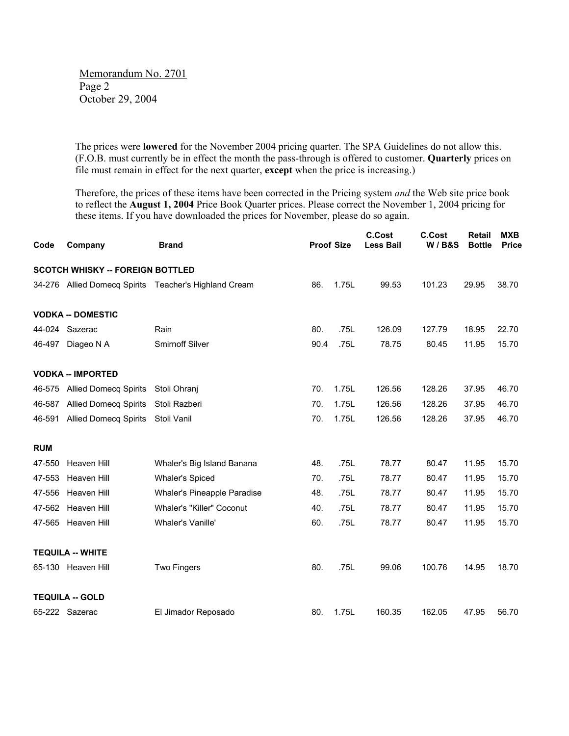Memorandum No. 2701
Page 2
October 29, 2004

The prices were **lowered** for the November 2004 pricing quarter. The SPA Guidelines do not allow this. (F.O.B. must currently be in effect the month the pass-through is offered to customer. **Quarterly** prices on file must remain in effect for the next quarter, **except** when the price is increasing.)

Therefore, the prices of these items have been corrected in the Pricing system *and* the Web site price book to reflect the **August 1, 2004** Price Book Quarter prices. Please correct the November 1, 2004 pricing for these items. If you have downloaded the prices for November, please do so again.

| Code | Company | Brand | Proof | Size | C.Cost Less Bail | C.Cost W / B&S | Retail Bottle | MXB Price |
|---|---|---|---|---|---|---|---|---|
| **SCOTCH WHISKY -- FOREIGN BOTTLED** | | | | | | | | |
| 34-276 | Allied Domecq Spirits | Teacher's Highland Cream | 86. | 1.75L | 99.53 | 101.23 | 29.95 | 38.70 |
| **VODKA -- DOMESTIC** | | | | | | | | |
| 44-024 | Sazerac | Rain | 80. | .75L | 126.09 | 127.79 | 18.95 | 22.70 |
| 46-497 | Diageo N A | Smirnoff Silver | 90.4 | .75L | 78.75 | 80.45 | 11.95 | 15.70 |
| **VODKA -- IMPORTED** | | | | | | | | |
| 46-575 | Allied Domecq Spirits | Stoli Ohranj | 70. | 1.75L | 126.56 | 128.26 | 37.95 | 46.70 |
| 46-587 | Allied Domecq Spirits | Stoli Razberi | 70. | 1.75L | 126.56 | 128.26 | 37.95 | 46.70 |
| 46-591 | Allied Domecq Spirits | Stoli Vanil | 70. | 1.75L | 126.56 | 128.26 | 37.95 | 46.70 |
| **RUM** | | | | | | | | |
| 47-550 | Heaven Hill | Whaler's Big Island Banana | 48. | .75L | 78.77 | 80.47 | 11.95 | 15.70 |
| 47-553 | Heaven Hill | Whaler's Spiced | 70. | .75L | 78.77 | 80.47 | 11.95 | 15.70 |
| 47-556 | Heaven Hill | Whaler's Pineapple Paradise | 48. | .75L | 78.77 | 80.47 | 11.95 | 15.70 |
| 47-562 | Heaven Hill | Whaler's "Killer" Coconut | 40. | .75L | 78.77 | 80.47 | 11.95 | 15.70 |
| 47-565 | Heaven Hill | Whaler's Vanille' | 60. | .75L | 78.77 | 80.47 | 11.95 | 15.70 |
| **TEQUILA -- WHITE** | | | | | | | | |
| 65-130 | Heaven Hill | Two Fingers | 80. | .75L | 99.06 | 100.76 | 14.95 | 18.70 |
| **TEQUILA -- GOLD** | | | | | | | | |
| 65-222 | Sazerac | El Jimador Reposado | 80. | 1.75L | 160.35 | 162.05 | 47.95 | 56.70 |